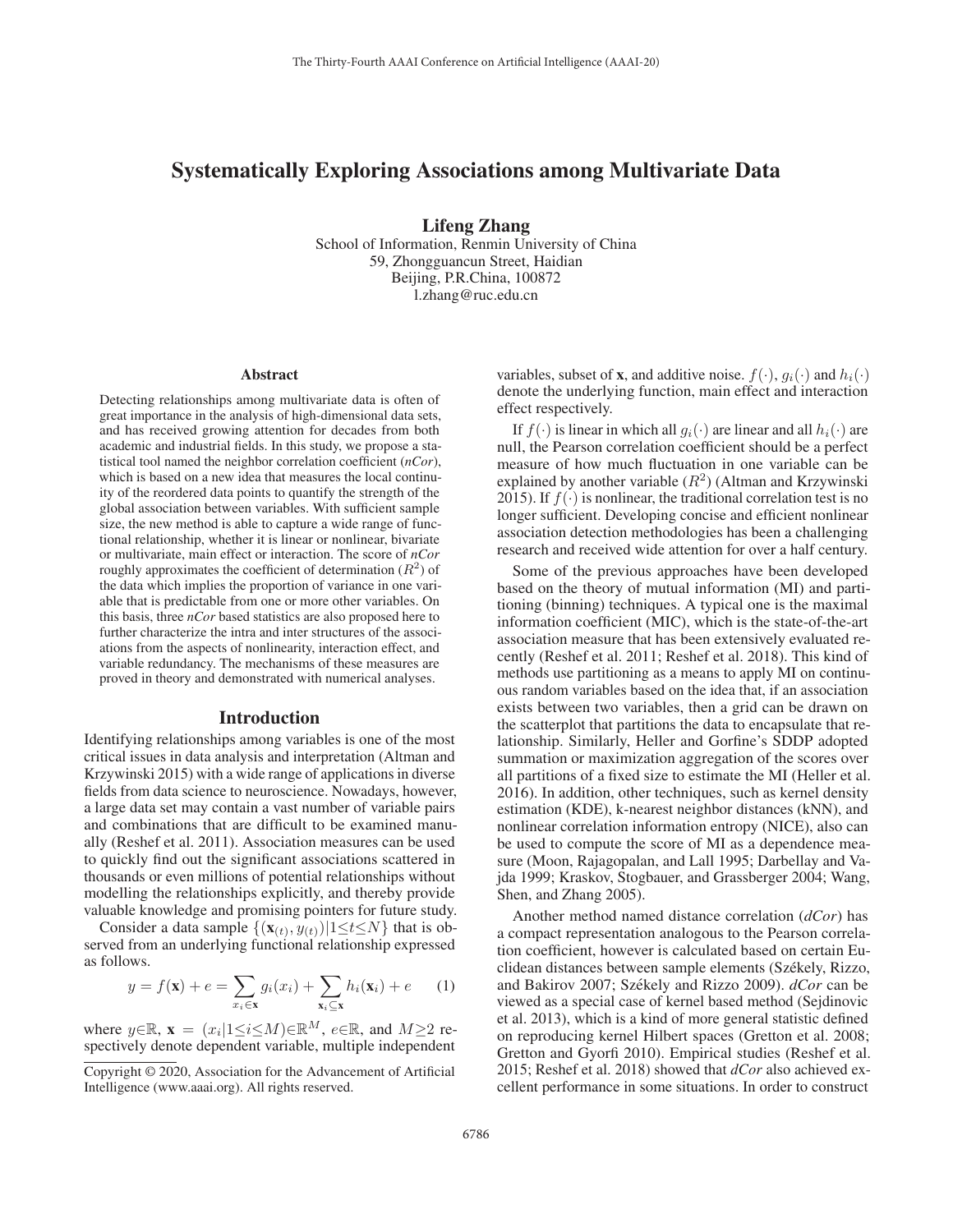# Systematically Exploring Associations among Multivariate Data

**Lifeng Zhang**

School of Information, Renmin University of China
59, Zhongguancun Street, Haidian
Beijing, P.R.China, 100872
l.zhang@ruc.edu.cn

## Abstract

Detecting relationships among multivariate data is often of great importance in the analysis of high-dimensional data sets, and has received growing attention for decades from both academic and industrial fields. In this study, we propose a statistical tool named the neighbor correlation coefficient (*nCor*), which is based on a new idea that measures the local continuity of the reordered data points to quantify the strength of the global association between variables. With sufficient sample size, the new method is able to capture a wide range of functional relationship, whether it is linear or nonlinear, bivariate or multivariate, main effect or interaction. The score of *nCor* roughly approximates the coefficient of determination ($R^2$) of the data which implies the proportion of variance in one variable that is predictable from one or more other variables. On this basis, three *nCor* based statistics are also proposed here to further characterize the intra and inter structures of the associations from the aspects of nonlinearity, interaction effect, and variable redundancy. The mechanisms of these measures are proved in theory and demonstrated with numerical analyses.

## Introduction

Identifying relationships among variables is one of the most critical issues in data analysis and interpretation (Altman and Krzywinski 2015) with a wide range of applications in diverse fields from data science to neuroscience. Nowadays, however, a large data set may contain a vast number of variable pairs and combinations that are difficult to be examined manually (Reshef et al. 2011). Association measures can be used to quickly find out the significant associations scattered in thousands or even millions of potential relationships without modelling the relationships explicitly, and thereby provide valuable knowledge and promising pointers for future study.

Consider a data sample $\{(\mathbf{x}_{(t)}, y_{(t)})|1 \le t \le N\}$ that is observed from an underlying functional relationship expressed as follows.

$$y = f(\mathbf{x}) + e = \sum_{x_i \in \mathbf{x}} g_i(x_i) + \sum_{\mathbf{x}_i \subseteq \mathbf{x}} h_i(\mathbf{x}_i) + e \quad (1)$$

where $y \in \mathbb{R}$, $\mathbf{x} = (x_i|1 \le i \le M) \in \mathbb{R}^M$, $e \in \mathbb{R}$, and $M \ge 2$ respectively denote dependent variable, multiple independent variables, subset of $\mathbf{x}$, and additive noise. $f(\cdot)$, $g_i(\cdot)$ and $h_i(\cdot)$ denote the underlying function, main effect and interaction effect respectively.

If $f(\cdot)$ is linear in which all $g_i(\cdot)$ are linear and all $h_i(\cdot)$ are null, the Pearson correlation coefficient should be a perfect measure of how much fluctuation in one variable can be explained by another variable ($R^2$) (Altman and Krzywinski 2015). If $f(\cdot)$ is nonlinear, the traditional correlation test is no longer sufficient. Developing concise and efficient nonlinear association detection methodologies has been a challenging research and received wide attention for over a half century.

Some of the previous approaches have been developed based on the theory of mutual information (MI) and partitioning (binning) techniques. A typical one is the maximal information coefficient (MIC), which is the state-of-the-art association measure that has been extensively evaluated recently (Reshef et al. 2011; Reshef et al. 2018). This kind of methods use partitioning as a means to apply MI on continuous random variables based on the idea that, if an association exists between two variables, then a grid can be drawn on the scatterplot that partitions the data to encapsulate that relationship. Similarly, Heller and Gorfine's SDDP adopted summation or maximization aggregation of the scores over all partitions of a fixed size to estimate the MI (Heller et al. 2016). In addition, other techniques, such as kernel density estimation (KDE), k-nearest neighbor distances (kNN), and nonlinear correlation information entropy (NICE), also can be used to compute the score of MI as a dependence measure (Moon, Rajagopalan, and Lall 1995; Darbellay and Vajda 1999; Kraskov, Stogbauer, and Grassberger 2004; Wang, Shen, and Zhang 2005).

Another method named distance correlation (*dCor*) has a compact representation analogous to the Pearson correlation coefficient, however is calculated based on certain Euclidean distances between sample elements (Székely, Rizzo, and Bakirov 2007; Székely and Rizzo 2009). *dCor* can be viewed as a special case of kernel based method (Sejdinovic et al. 2013), which is a kind of more general statistic defined on reproducing kernel Hilbert spaces (Gretton et al. 2008; Gretton and Gyorfi 2010). Empirical studies (Reshef et al. 2015; Reshef et al. 2018) showed that *dCor* also achieved excellent performance in some situations. In order to construct

Copyright © 2020, Association for the Advancement of Artificial Intelligence (www.aaai.org). All rights reserved.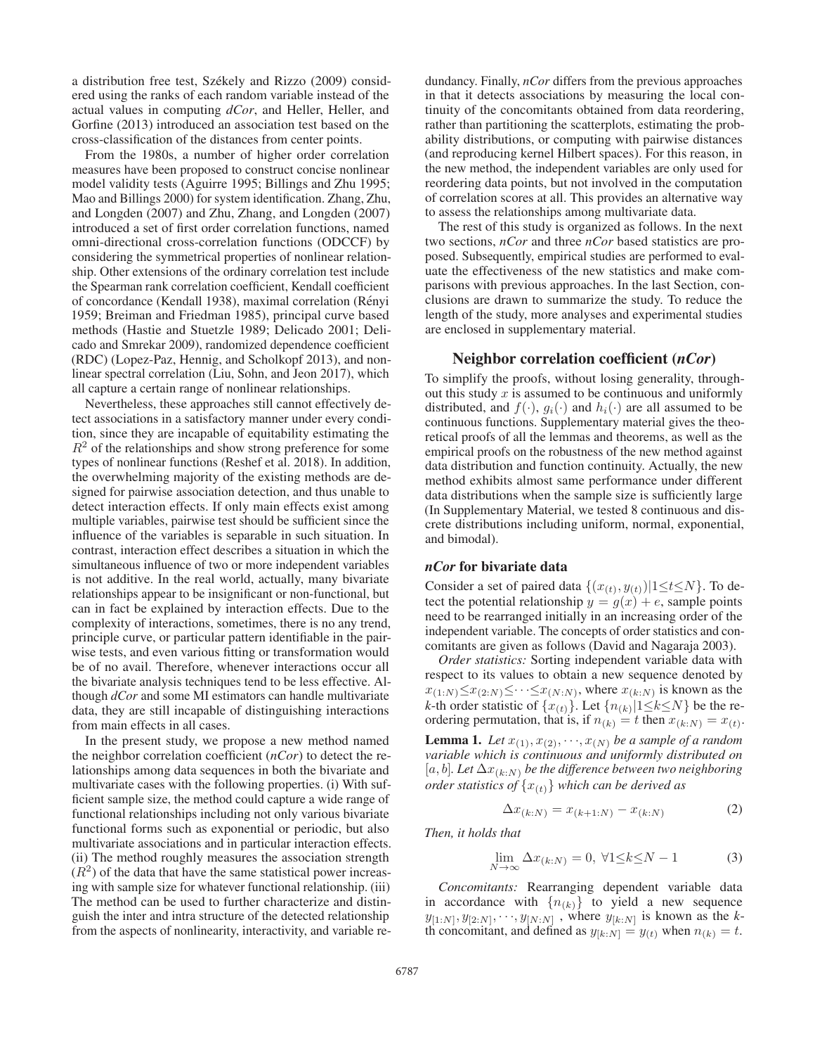a distribution free test, Székely and Rizzo (2009) considered using the ranks of each random variable instead of the actual values in computing *dCor*, and Heller, Heller, and Gorfine (2013) introduced an association test based on the cross-classification of the distances from center points.

From the 1980s, a number of higher order correlation measures have been proposed to construct concise nonlinear model validity tests (Aguirre 1995; Billings and Zhu 1995; Mao and Billings 2000) for system identification. Zhang, Zhu, and Longden (2007) and Zhu, Zhang, and Longden (2007) introduced a set of first order correlation functions, named omni-directional cross-correlation functions (ODCCF) by considering the symmetrical properties of nonlinear relationship. Other extensions of the ordinary correlation test include the Spearman rank correlation coefficient, Kendall coefficient of concordance (Kendall 1938), maximal correlation (Rényi 1959; Breiman and Friedman 1985), principal curve based methods (Hastie and Stuetzle 1989; Delicado 2001; Delicado and Smrekar 2009), randomized dependence coefficient (RDC) (Lopez-Paz, Hennig, and Scholkopf 2013), and nonlinear spectral correlation (Liu, Sohn, and Jeon 2017), which all capture a certain range of nonlinear relationships.

Nevertheless, these approaches still cannot effectively detect associations in a satisfactory manner under every condition, since they are incapable of equitability estimating the $R^2$ of the relationships and show strong preference for some types of nonlinear functions (Reshef et al. 2018). In addition, the overwhelming majority of the existing methods are designed for pairwise association detection, and thus unable to detect interaction effects. If only main effects exist among multiple variables, pairwise test should be sufficient since the influence of the variables is separable in such situation. In contrast, interaction effect describes a situation in which the simultaneous influence of two or more independent variables is not additive. In the real world, actually, many bivariate relationships appear to be insignificant or non-functional, but can in fact be explained by interaction effects. Due to the complexity of interactions, sometimes, there is no any trend, principle curve, or particular pattern identifiable in the pairwise tests, and even various fitting or transformation would be of no avail. Therefore, whenever interactions occur all the bivariate analysis techniques tend to be less effective. Although *dCor* and some MI estimators can handle multivariate data, they are still incapable of distinguishing interactions from main effects in all cases.

In the present study, we propose a new method named the neighbor correlation coefficient (*nCor*) to detect the relationships among data sequences in both the bivariate and multivariate cases with the following properties. (i) With sufficient sample size, the method could capture a wide range of functional relationships including not only various bivariate functional forms such as exponential or periodic, but also multivariate associations and in particular interaction effects. (ii) The method roughly measures the association strength ($R^2$) of the data that have the same statistical power increasing with sample size for whatever functional relationship. (iii) The method can be used to further characterize and distinguish the inter and intra structure of the detected relationship from the aspects of nonlinearity, interactivity, and variable redundancy. Finally, *nCor* differs from the previous approaches in that it detects associations by measuring the local continuity of the concomitants obtained from data reordering, rather than partitioning the scatterplots, estimating the probability distributions, or computing with pairwise distances (and reproducing kernel Hilbert spaces). For this reason, in the new method, the independent variables are only used for reordering data points, but not involved in the computation of correlation scores at all. This provides an alternative way to assess the relationships among multivariate data.

The rest of this study is organized as follows. In the next two sections, *nCor* and three *nCor* based statistics are proposed. Subsequently, empirical studies are performed to evaluate the effectiveness of the new statistics and make comparisons with previous approaches. In the last Section, conclusions are drawn to summarize the study. To reduce the length of the study, more analyses and experimental studies are enclosed in supplementary material.

## Neighbor correlation coefficient (*nCor*)

To simplify the proofs, without losing generality, throughout this study $x$ is assumed to be continuous and uniformly distributed, and $f(\cdot)$, $g_i(\cdot)$ and $h_i(\cdot)$ are all assumed to be continuous functions. Supplementary material gives the theoretical proofs of all the lemmas and theorems, as well as the empirical proofs on the robustness of the new method against data distribution and function continuity. Actually, the new method exhibits almost same performance under different data distributions when the sample size is sufficiently large (In Supplementary Material, we tested 8 continuous and discrete distributions including uniform, normal, exponential, and bimodal).

### *nCor* for bivariate data

Consider a set of paired data $\{(x_{(t)}, y_{(t)}) | 1 \le t \le N\}$. To detect the potential relationship $y = g(x) + e$, sample points need to be rearranged initially in an increasing order of the independent variable. The concepts of order statistics and concomitants are given as follows (David and Nagaraja 2003).

*Order statistics:* Sorting independent variable data with respect to its values to obtain a new sequence denoted by $x_{(1:N)} \le x_{(2:N)} \le \cdots \le x_{(N:N)}$, where $x_{(k:N)}$ is known as the $k$-th order statistic of $\{x_{(t)}\}$. Let $\{n_{(k)} | 1 \le k \le N\}$ be the reordering permutation, that is, if $n_{(k)} = t$ then $x_{(k:N)} = x_{(t)}$.

**Lemma 1.** *Let $x_{(1)}, x_{(2)}, \cdots, x_{(N)}$ be a sample of a random variable which is continuous and uniformly distributed on $[a, b]$. Let $\Delta x_{(k:N)}$ be the difference between two neighboring order statistics of $\{x_{(t)}\}$ which can be derived as*

$$\Delta x_{(k:N)} = x_{(k+1:N)} - x_{(k:N)} \tag{2}$$

*Then, it holds that*

$$\lim_{N \to \infty} \Delta x_{(k:N)} = 0, \; \forall 1 \le k \le N - 1 \tag{3}$$

*Concomitants:* Rearranging dependent variable data in accordance with $\{n_{(k)}\}$ to yield a new sequence $y_{[1:N]}, y_{[2:N]}, \cdots, y_{[N:N]}$ , where $y_{[k:N]}$ is known as the $k$-th concomitant, and defined as $y_{[k:N]} = y_{(t)}$ when $n_{(k)} = t$.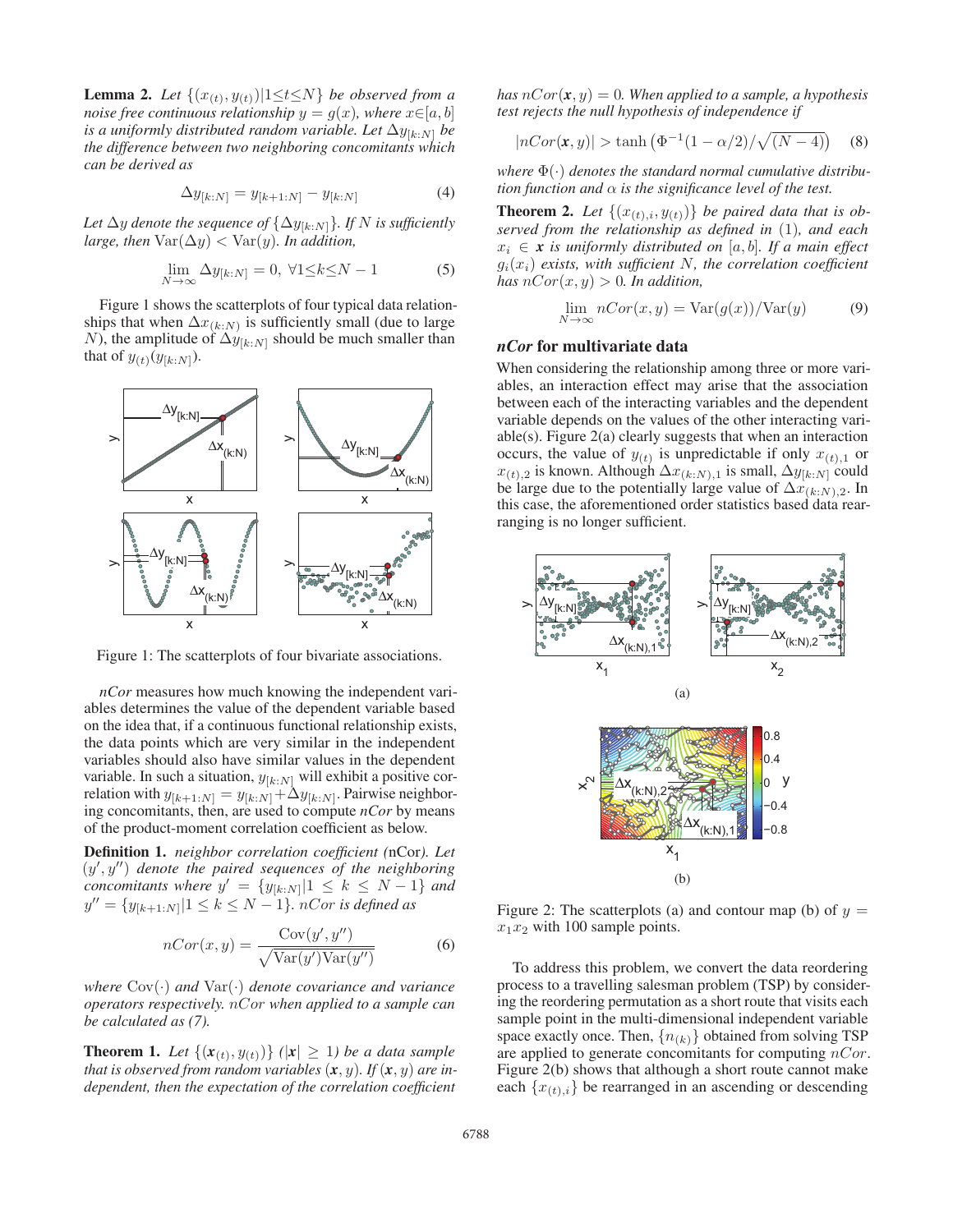**Lemma 2.** *Let $\{(x_{(t)}, y_{(t)})|1 \leq t \leq N\}$ be observed from a noise free continuous relationship $y = g(x)$, where $x \in [a, b]$ is a uniformly distributed random variable. Let $\Delta y_{[k:N]}$ be the difference between two neighboring concomitants which can be derived as*

$$\Delta y_{[k:N]} = y_{[k+1:N]} - y_{[k:N]} \tag{4}$$

*Let $\Delta y$ denote the sequence of $\{\Delta y_{[k:N]}\}$. If $N$ is sufficiently large, then $\mathrm{Var}(\Delta y) < \mathrm{Var}(y)$. In addition,*

$$\lim_{N \to \infty} \Delta y_{[k:N]} = 0, \ \forall 1 \leq k \leq N-1 \tag{5}$$

Figure 1 shows the scatterplots of four typical data relationships that when $\Delta x_{(k:N)}$ is sufficiently small (due to large $N$), the amplitude of $\Delta y_{[k:N]}$ should be much smaller than that of $y_{(t)}(y_{[k:N]})$.

Figure 1: The scatterplots of four bivariate associations.

*nCor* measures how much knowing the independent variables determines the value of the dependent variable based on the idea that, if a continuous functional relationship exists, the data points which are very similar in the independent variables should also have similar values in the dependent variable. In such a situation, $y_{[k:N]}$ will exhibit a positive correlation with $y_{[k+1:N]} = y_{[k:N]} + \Delta y_{[k:N]}$. Pairwise neighboring concomitants, then, are used to compute *nCor* by means of the product-moment correlation coefficient as below.

**Definition 1.** *neighbor correlation coefficient (*nCor*). Let $(y', y'')$ denote the paired sequences of the neighboring concomitants where $y' = \{y_{[k:N]}|1 \leq k \leq N-1\}$ and $y'' = \{y_{[k+1:N]}|1 \leq k \leq N-1\}$. $nCor$ is defined as*

$$nCor(x, y) = \frac{\mathrm{Cov}(y', y'')}{\sqrt{\mathrm{Var}(y')\mathrm{Var}(y'')}} \tag{6}$$

*where $\mathrm{Cov}(\cdot)$ and $\mathrm{Var}(\cdot)$ denote covariance and variance operators respectively. $nCor$ when applied to a sample can be calculated as (7).*

**Theorem 1.** *Let $\{(\boldsymbol{x}_{(t)}, y_{(t)})\}$ ($|\boldsymbol{x}| \geq 1$) be a data sample that is observed from random variables $(\boldsymbol{x}, y)$. If $(\boldsymbol{x}, y)$ are independent, then the expectation of the correlation coefficient has $nCor(\boldsymbol{x}, y) = 0$. When applied to a sample, a hypothesis test rejects the null hypothesis of independence if*

$$|nCor(\boldsymbol{x}, y)| > \tanh\left(\Phi^{-1}(1-\alpha/2)/\sqrt{(N-4)}\right) \tag{8}$$

*where $\Phi(\cdot)$ denotes the standard normal cumulative distribution function and $\alpha$ is the significance level of the test.*

**Theorem 2.** *Let $\{(x_{(t),i}, y_{(t)})\}$ be paired data that is observed from the relationship as defined in (1), and each $x_i \in \boldsymbol{x}$ is uniformly distributed on $[a, b]$. If a main effect $g_i(x_i)$ exists, with sufficient $N$, the correlation coefficient has $nCor(x, y) > 0$. In addition,*

$$\lim_{N \to \infty} nCor(x, y) = \mathrm{Var}(g(x))/\mathrm{Var}(y) \tag{9}$$

## *nCor* for multivariate data

When considering the relationship among three or more variables, an interaction effect may arise that the association between each of the interacting variables and the dependent variable depends on the values of the other interacting variable(s). Figure 2(a) clearly suggests that when an interaction occurs, the value of $y_{(t)}$ is unpredictable if only $x_{(t),1}$ or $x_{(t),2}$ is known. Although $\Delta x_{(k:N),1}$ is small, $\Delta y_{[k:N]}$ could be large due to the potentially large value of $\Delta x_{(k:N),2}$. In this case, the aforementioned order statistics based data rearranging is no longer sufficient.

(a)

(b)

Figure 2: The scatterplots (a) and contour map (b) of $y = x_1 x_2$ with 100 sample points.

To address this problem, we convert the data reordering process to a travelling salesman problem (TSP) by considering the reordering permutation as a short route that visits each sample point in the multi-dimensional independent variable space exactly once. Then, $\{n_{(k)}\}$ obtained from solving TSP are applied to generate concomitants for computing $nCor$. Figure 2(b) shows that although a short route cannot make each $\{x_{(t),i}\}$ be rearranged in an ascending or descending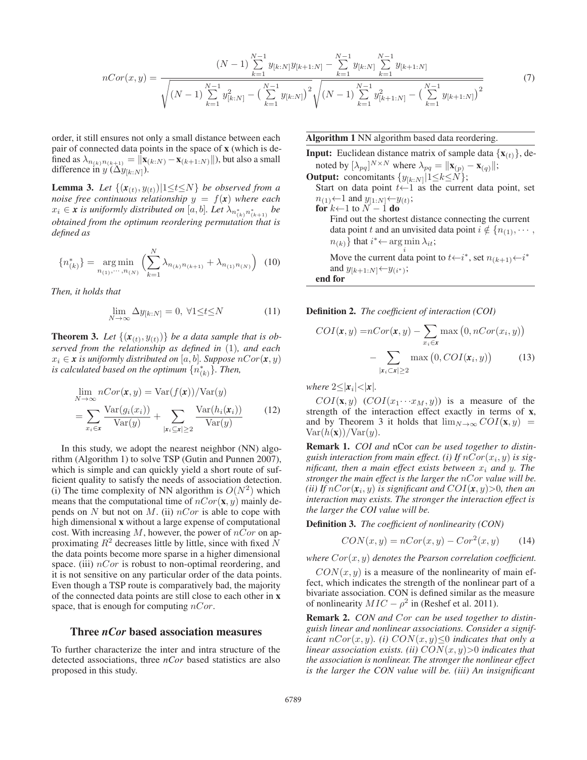$$nCor(x,y) = \frac{(N-1)\sum_{k=1}^{N-1} y_{[k:N]}y_{[k+1:N]} - \sum_{k=1}^{N-1} y_{[k:N]} \sum_{k=1}^{N-1} y_{[k+1:N]}}{\sqrt{(N-1)\sum_{k=1}^{N-1} y_{[k:N]}^2 - \big(\sum_{k=1}^{N-1} y_{[k:N]}\big)^2}\sqrt{(N-1)\sum_{k=1}^{N-1} y_{[k+1:N]}^2 - \big(\sum_{k=1}^{N-1} y_{[k+1:N]}\big)^2}} \tag{7}$$

order, it still ensures not only a small distance between each pair of connected data points in the space of **x** (which is defined as $\lambda_{n_{(k)}n_{(k+1)}} = \|\mathbf{x}_{(k:N)} - \mathbf{x}_{(k+1:N)}\|$), but also a small difference in $y$ ($\Delta y_{[k:N]}$).

**Lemma 3.** *Let $\{(\boldsymbol{x}_{(t)}, y_{(t)})|1 \leq t \leq N\}$ be observed from a noise free continuous relationship $y = f(\boldsymbol{x})$ where each $x_i \in \boldsymbol{x}$ is uniformly distributed on $[a, b]$. Let $\lambda_{n^*_{(k)}n^*_{(k+1)}}$ be obtained from the optimum reordering permutation that is defined as*

$$\{n^*_{(k)}\} = \underset{n_{(1)},\cdots,n_{(N)}}{\arg\min} \Big( \sum_{k=1}^{N} \lambda_{n_{(k)}n_{(k+1)}} + \lambda_{n_{(1)}n_{(N)}} \Big) \tag{10}$$

*Then, it holds that*

$$\lim_{N\to\infty} \Delta y_{[k:N]} = 0, \ \forall 1 \leq t \leq N \tag{11}$$

**Theorem 3.** *Let $\{(\boldsymbol{x}_{(t)}, y_{(t)})\}$ be a data sample that is observed from the relationship as defined in (1), and each $x_i \in \boldsymbol{x}$ is uniformly distributed on $[a, b]$. Suppose $nCor(\boldsymbol{x}, y)$ is calculated based on the optimum $\{n^*_{(k)}\}$. Then,*

$$\begin{aligned} \lim_{N\to\infty} nCor(\boldsymbol{x}, y) &= \mathrm{Var}(f(\boldsymbol{x}))/\mathrm{Var}(y) \\ &= \sum_{x_i \in \boldsymbol{x}} \frac{\mathrm{Var}(g_i(x_i))}{\mathrm{Var}(y)} + \sum_{|\boldsymbol{x}_i \subseteq \boldsymbol{x}| \geq 2} \frac{\mathrm{Var}(h_i(\boldsymbol{x}_i))}{\mathrm{Var}(y)} \end{aligned} \tag{12}$$

In this study, we adopt the nearest neighbor (NN) algorithm (Algorithm 1) to solve TSP (Gutin and Punnen 2007), which is simple and can quickly yield a short route of sufficient quality to satisfy the needs of association detection. (i) The time complexity of NN algorithm is $O(N^2)$ which means that the computational time of $nCor(\mathbf{x}, y)$ mainly depends on $N$ but not on $M$. (ii) $nCor$ is able to cope with high dimensional **x** without a large expense of computational cost. With increasing $M$, however, the power of $nCor$ on approximating $R^2$ decreases little by little, since with fixed $N$ the data points become more sparse in a higher dimensional space. (iii) $nCor$ is robust to non-optimal reordering, and it is not sensitive on any particular order of the data points. Even though a TSP route is comparatively bad, the majority of the connected data points are still close to each other in **x** space, that is enough for computing $nCor$.

## Three *nCor* based association measures

To further characterize the inter and intra structure of the detected associations, three *nCor* based statistics are also proposed in this study.

**Algorithm 1** NN algorithm based data reordering.

**Input:** Euclidean distance matrix of sample data $\{\mathbf{x}_{(t)}\}$, denoted by $[\lambda_{pq}]^{N\times N}$ where $\lambda_{pq} = \|\mathbf{x}_{(p)} - \mathbf{x}_{(q)}\|$;
**Output:** concomitants $\{y_{[k:N]}|1 \leq k \leq N\}$;
Start on data point $t \leftarrow 1$ as the current data point, set $n_{(1)} \leftarrow 1$ and $y_{[1:N]} \leftarrow y_{(t)}$;
**for** $k \leftarrow 1$ to $N-1$ **do**
  Find out the shortest distance connecting the current data point $t$ and an unvisited data point $i \notin \{n_{(1)}, \cdots, n_{(k)}\}$ that $i^* \leftarrow \arg\min_i \lambda_{it}$;
  Move the current data point to $t \leftarrow i^*$, set $n_{(k+1)} \leftarrow i^*$ and $y_{[k+1:N]} \leftarrow y_{(i^*)}$;
**end for**

**Definition 2.** *The coefficient of interaction (COI)*

$$\begin{aligned} COI(\boldsymbol{x}, y) =& nCor(\boldsymbol{x}, y) - \sum_{x_i \in \boldsymbol{x}} \max\big(0, nCor(x_i, y)\big) \\ &- \sum_{|\boldsymbol{x}_i \subset \boldsymbol{x}| \geq 2} \max\big(0, COI(\boldsymbol{x}_i, y)\big) \end{aligned} \tag{13}$$

*where $2 \leq |\boldsymbol{x}_i| < |\boldsymbol{x}|$.*

$COI(\mathbf{x}, y)$ ($COI(x_1 \cdots x_M, y)$) is a measure of the strength of the interaction effect exactly in terms of **x**, and by Theorem 3 it holds that $\lim_{N\to\infty} COI(\mathbf{x}, y) = \mathrm{Var}(h(\mathbf{x}))/\mathrm{Var}(y)$.

**Remark 1.** *COI and* nCor *can be used together to distinguish interaction from main effect. (i) If $nCor(x_i, y)$ is significant, then a main effect exists between $x_i$ and $y$. The stronger the main effect is the larger the $nCor$ value will be. (ii) If $nCor(\boldsymbol{x}_i, y)$ is significant and $COI(\boldsymbol{x}, y) > 0$, then an interaction may exists. The stronger the interaction effect is the larger the COI value will be.*

**Definition 3.** *The coefficient of nonlinearity (CON)*

$$CON(x, y) = nCor(x, y) - Cor^2(x, y) \tag{14}$$

*where $Cor(x, y)$ denotes the Pearson correlation coefficient.*

$CON(x, y)$ is a measure of the nonlinearity of main effect, which indicates the strength of the nonlinear part of a bivariate association. CON is defined similar as the measure of nonlinearity $MIC - \rho^2$ in (Reshef et al. 2011).

**Remark 2.** *CON and $Cor$ can be used together to distinguish linear and nonlinear associations. Consider a significant $nCor(x, y)$. (i) $CON(x, y) \leq 0$ indicates that only a linear association exists. (ii) $CON(x, y) > 0$ indicates that the association is nonlinear. The stronger the nonlinear effect is the larger the CON value will be. (iii) An insignificant*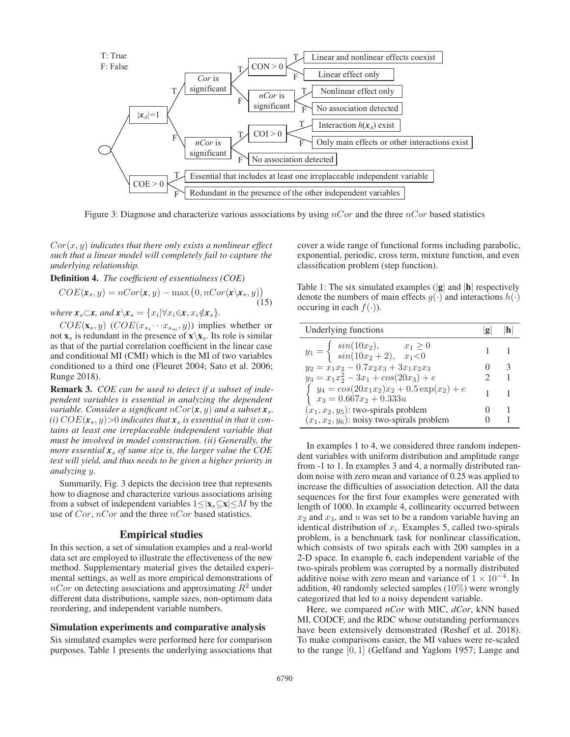T: True
F: False

- $|\mathbf{x}_A|=1$
  - T: *Cor* is significant
    - T: CON > 0
      - T: Linear and nonlinear effects coexist
      - F: Linear effect only
    - F: *nCor* is significant
      - T: Nonlinear effect only
      - F: No association detected
  - F: *nCor* is significant
    - T: COI > 0
      - T: Interaction $h(\mathbf{x}_A)$ exist
      - F: Only main effects or other interactions exist
    - F: No association detected
- COE > 0
  - T: Essential that includes at least one irreplaceable independent variable
  - F: Redundant in the presence of the other independent variables

Figure 3: Diagnose and characterize various associations by using $nCor$ and the three $nCor$ based statistics

$Cor(x, y)$ *indicates that there only exists a nonlinear effect such that a linear model will completely fail to capture the underlying relationship.*

**Definition 4.** *The coefficient of essentialness (COE)*

$$COE(\boldsymbol{x}_s, y) = nCor(\boldsymbol{x}, y) - \max\left(0, nCor(\boldsymbol{x}\backslash\boldsymbol{x}_s, y)\right) \tag{15}$$

*where* $\boldsymbol{x}_s \subset \boldsymbol{x}$*, and* $\boldsymbol{x}\backslash\boldsymbol{x}_s = \{x_i | \forall x_i \in \boldsymbol{x}, x_i \notin \boldsymbol{x}_s\}$.

$COE(\mathbf{x}_s, y)$ ($COE(x_{s_1} \cdots x_{s_m}, y)$) implies whether or not $\mathbf{x}_s$ is redundant in the presence of $\mathbf{x}\backslash\mathbf{x}_s$. Its role is similar as that of the partial correlation coefficient in the linear case and conditional MI (CMI) which is the MI of two variables conditioned to a third one (Fleuret 2004; Sato et al. 2006; Runge 2018).

**Remark 3.** *COE can be used to detect if a subset of independent variables is essential in analyzing the dependent variable. Consider a significant* $nCor(\boldsymbol{x}, y)$ *and a subset* $\boldsymbol{x}_s$*. (i)* $COE(\boldsymbol{x}_s, y) > 0$ *indicates that* $\boldsymbol{x}_s$ *is essential in that it contains at least one irreplaceable independent variable that must be involved in model construction. (ii) Generally, the more essential* $\boldsymbol{x}_s$ *of same size is, the larger value the COE test will yield, and thus needs to be given a higher priority in analyzing* $y$.

Summarily, Fig. 3 depicts the decision tree that represents how to diagnose and characterize various associations arising from a subset of independent variables $1 \le |\mathbf{x}_s \subseteq \mathbf{x}| \le M$ by the use of $Cor$, $nCor$ and the three $nCor$ based statistics.

## Empirical studies

In this section, a set of simulation examples and a real-world data set are employed to illustrate the effectiveness of the new method. Supplementary material gives the detailed experimental settings, as well as more empirical demonstrations of $nCor$ on detecting associations and approximating $R^2$ under different data distributions, sample sizes, non-optimum data reordering, and independent variable numbers.

### Simulation experiments and comparative analysis

Six simulated examples were performed here for comparison purposes. Table 1 presents the underlying associations that cover a wide range of functional forms including parabolic, exponential, periodic, cross term, mixture function, and even classification problem (step function).

Table 1: The six simulated examples ($|\mathbf{g}|$ and $|\mathbf{h}|$ respectively denote the numbers of main effects $g(\cdot)$ and interactions $h(\cdot)$ occuring in each $f(\cdot)$).

| Underlying functions | $\lvert\mathbf{g}\rvert$ | $\lvert\mathbf{h}\rvert$ |
|---|---|---|
| $y_1 = \begin{cases} sin(10x_2), & x_1 \ge 0 \\ sin(10x_2 + 2), & x_1 < 0 \end{cases}$ | 1 | 1 |
| $y_2 = x_1x_2 - 0.7x_2x_3 + 3x_1x_2x_3$ | 0 | 3 |
| $y_3 = x_1x_2^2 - 3x_1 + cos(20x_3) + e$ | 2 | 1 |
| $\begin{cases} y_4 = cos(20x_1x_2)x_2 + 0.5\exp(x_2) + e \\ x_3 = 0.667x_2 + 0.333u \end{cases}$ | 1 | 1 |
| $(x_1, x_2, y_5)$: two-spirals problem | 0 | 1 |
| $(x_1, x_2, y_6)$: noisy two-spirals problem | 0 | 1 |

In examples 1 to 4, we considered three random independent variables with uniform distribution and amplitude range from -1 to 1. In examples 3 and 4, a normally distributed random noise with zero mean and variance of 0.25 was applied to increase the difficulties of association detection. All the data sequences for the first four examples were generated with length of 1000. In example 4, collinearity occurred between $x_2$ and $x_3$, and $u$ was set to be a random variable having an identical distribution of $x_i$. Examples 5, called two-spirals problem, is a benchmark task for nonlinear classification, which consists of two spirals each with 200 samples in a 2-D space. In example 6, each independent variable of the two-spirals problem was corrupted by a normally distributed additive noise with zero mean and variance of $1 \times 10^{-4}$. In addition, 40 randomly selected samples (10%) were wrongly categorized that led to a noisy dependent variable.

Here, we compared *nCor* with MIC, *dCor*, kNN based MI, CODCF, and the RDC whose outstanding performances have been extensively demonstrated (Reshef et al. 2018). To make comparisons easier, the MI values were re-scaled to the range $[0, 1]$ (Gelfand and Yaglom 1957; Lange and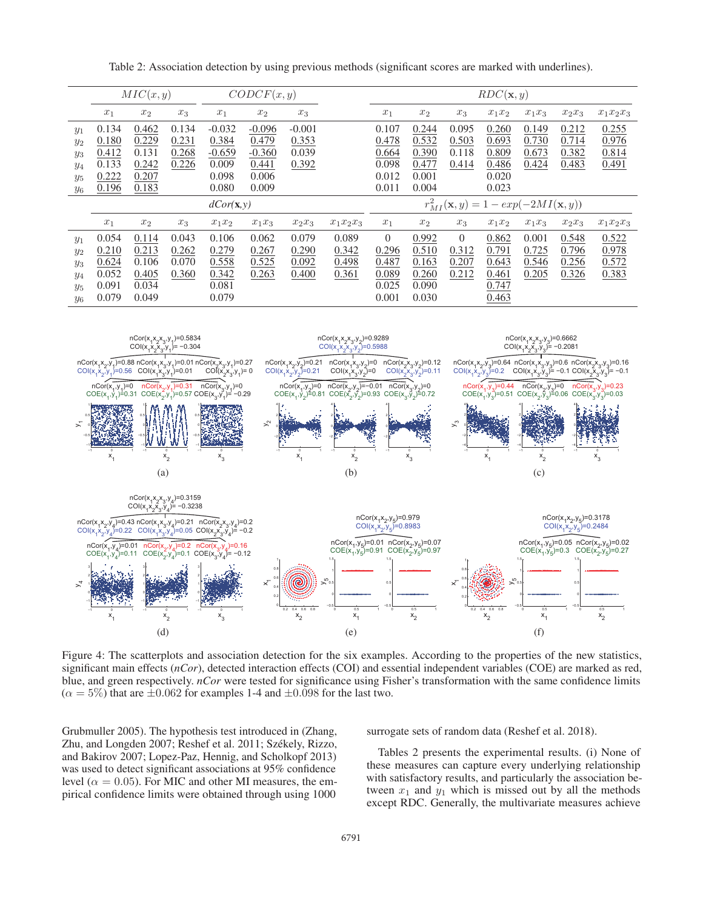Table 2: Association detection by using previous methods (significant scores are marked with underlines).

| | $MIC(x,y)$ | | | $CODCF(x,y)$ | | | | $RDC(\mathbf{x},y)$ | | | | | | |
|---|---|---|---|---|---|---|---|---|---|---|---|---|---|---|
| | $x_1$ | $x_2$ | $x_3$ | $x_1$ | $x_2$ | $x_3$ | | $x_1$ | $x_2$ | $x_3$ | $x_1x_2$ | $x_1x_3$ | $x_2x_3$ | $x_1x_2x_3$ |
| $y_1$ | 0.134 | <u>0.462</u> | 0.134 | -0.032 | <u>-0.096</u> | -0.001 | | 0.107 | <u>0.244</u> | 0.095 | <u>0.260</u> | <u>0.149</u> | <u>0.212</u> | <u>0.255</u> |
| $y_2$ | <u>0.180</u> | <u>0.229</u> | <u>0.231</u> | <u>0.384</u> | <u>0.479</u> | <u>0.353</u> | | <u>0.478</u> | <u>0.532</u> | <u>0.503</u> | <u>0.693</u> | <u>0.730</u> | <u>0.714</u> | <u>0.976</u> |
| $y_3$ | <u>0.412</u> | 0.131 | <u>0.268</u> | <u>-0.659</u> | <u>-0.360</u> | 0.039 | | <u>0.664</u> | <u>0.390</u> | 0.118 | <u>0.809</u> | <u>0.673</u> | <u>0.382</u> | <u>0.814</u> |
| $y_4$ | 0.133 | <u>0.242</u> | <u>0.226</u> | 0.009 | <u>0.441</u> | <u>0.392</u> | | 0.098 | <u>0.477</u> | <u>0.414</u> | <u>0.486</u> | <u>0.424</u> | <u>0.483</u> | <u>0.491</u> |
| $y_5$ | <u>0.222</u> | <u>0.207</u> | | 0.098 | 0.006 | | | 0.012 | 0.001 | | 0.020 | | | |
| $y_6$ | <u>0.196</u> | <u>0.183</u> | | 0.080 | 0.009 | | | 0.011 | 0.004 | | 0.023 | | | |
| | $dCor(\mathbf{x},y)$ | | | | | | | $r^2_{MI}(\mathbf{x},y) = 1 - exp(-2MI(\mathbf{x},y))$ | | | | | | |
| | $x_1$ | $x_2$ | $x_3$ | $x_1x_2$ | $x_1x_3$ | $x_2x_3$ | $x_1x_2x_3$ | $x_1$ | $x_2$ | $x_3$ | $x_1x_2$ | $x_1x_3$ | $x_2x_3$ | $x_1x_2x_3$ |
| $y_1$ | 0.054 | <u>0.114</u> | 0.043 | 0.106 | 0.062 | 0.079 | 0.089 | 0 | <u>0.992</u> | 0 | <u>0.862</u> | 0.001 | <u>0.548</u> | <u>0.522</u> |
| $y_2$ | <u>0.210</u> | <u>0.213</u> | <u>0.262</u> | <u>0.279</u> | <u>0.267</u> | <u>0.290</u> | <u>0.342</u> | <u>0.296</u> | <u>0.510</u> | <u>0.312</u> | <u>0.791</u> | <u>0.725</u> | <u>0.796</u> | <u>0.978</u> |
| $y_3$ | <u>0.624</u> | 0.106 | 0.070 | <u>0.558</u> | <u>0.525</u> | 0.092 | <u>0.498</u> | <u>0.487</u> | 0.163 | <u>0.207</u> | <u>0.643</u> | <u>0.546</u> | <u>0.256</u> | <u>0.572</u> |
| $y_4$ | 0.052 | <u>0.405</u> | <u>0.360</u> | <u>0.342</u> | <u>0.263</u> | <u>0.400</u> | <u>0.361</u> | 0.089 | <u>0.260</u> | <u>0.212</u> | <u>0.461</u> | <u>0.205</u> | <u>0.326</u> | <u>0.383</u> |
| $y_5$ | 0.091 | 0.034 | | 0.081 | | | | 0.025 | 0.090 | | <u>0.747</u> | | | |
| $y_6$ | 0.079 | 0.049 | | 0.079 | | | | 0.001 | 0.030 | | <u>0.463</u> | | | |

Figure 4: The scatterplots and association detection for the six examples. According to the properties of the new statistics, significant main effects (*nCor*), detected interaction effects (COI) and essential independent variables (COE) are marked as red, blue, and green respectively. *nCor* were tested for significance using Fisher's transformation with the same confidence limits ($\alpha = 5\%$) that are $\pm 0.062$ for examples 1-4 and $\pm 0.098$ for the last two.

Grubmuller 2005). The hypothesis test introduced in (Zhang, Zhu, and Longden 2007; Reshef et al. 2011; Székely, Rizzo, and Bakirov 2007; Lopez-Paz, Hennig, and Scholkopf 2013) was used to detect significant associations at 95% confidence level ($\alpha = 0.05$). For MIC and other MI measures, the empirical confidence limits were obtained through using 1000 surrogate sets of random data (Reshef et al. 2018).

Tables 2 presents the experimental results. (i) None of these measures can capture every underlying relationship with satisfactory results, and particularly the association between $x_1$ and $y_1$ which is missed out by all the methods except RDC. Generally, the multivariate measures achieve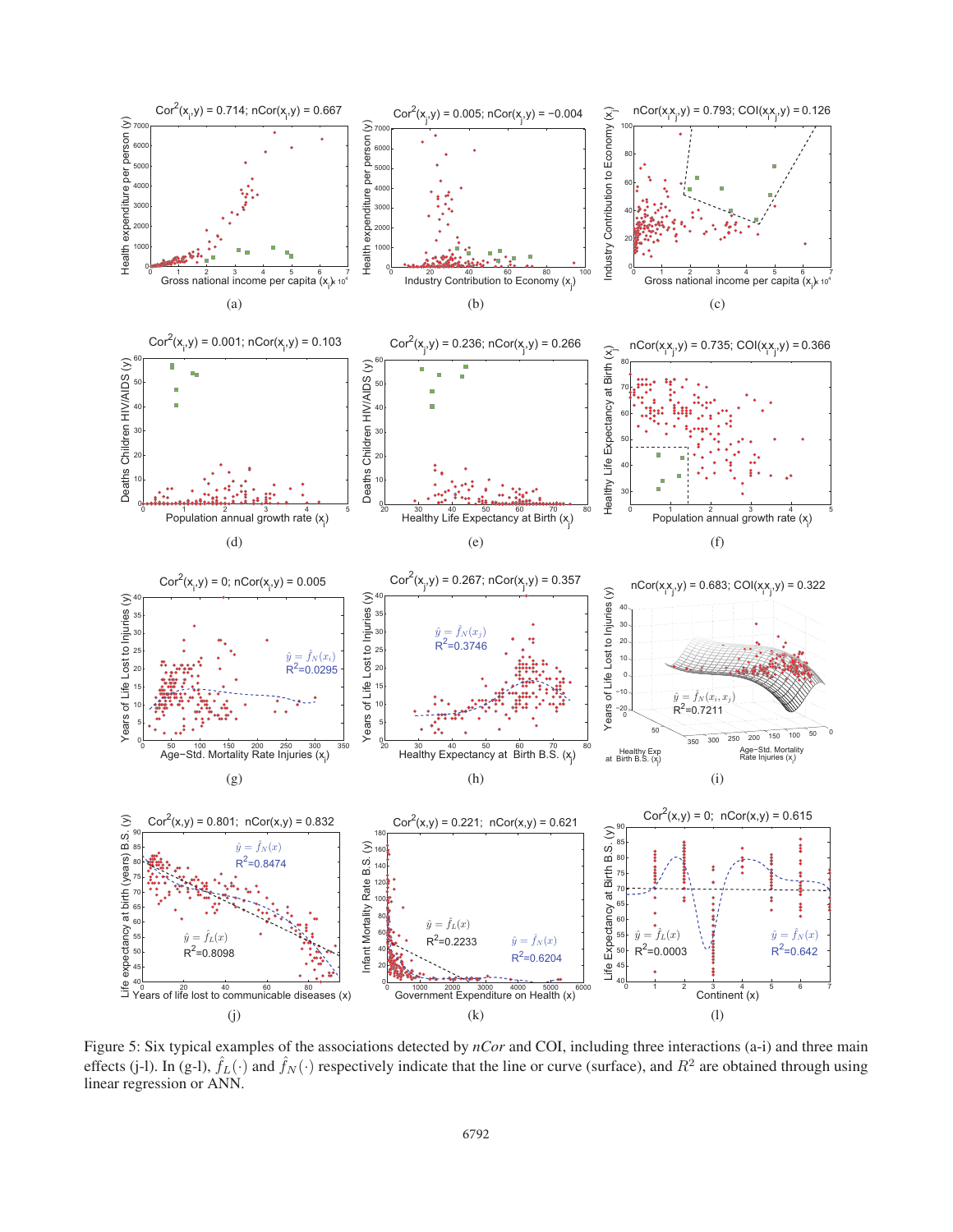Figure 5: Six typical examples of the associations detected by *nCor* and COI, including three interactions (a-i) and three main effects (j-l). In (g-l), $\hat{f}_L(\cdot)$ and $\hat{f}_N(\cdot)$ respectively indicate that the line or curve (surface), and $R^2$ are obtained through using linear regression or ANN.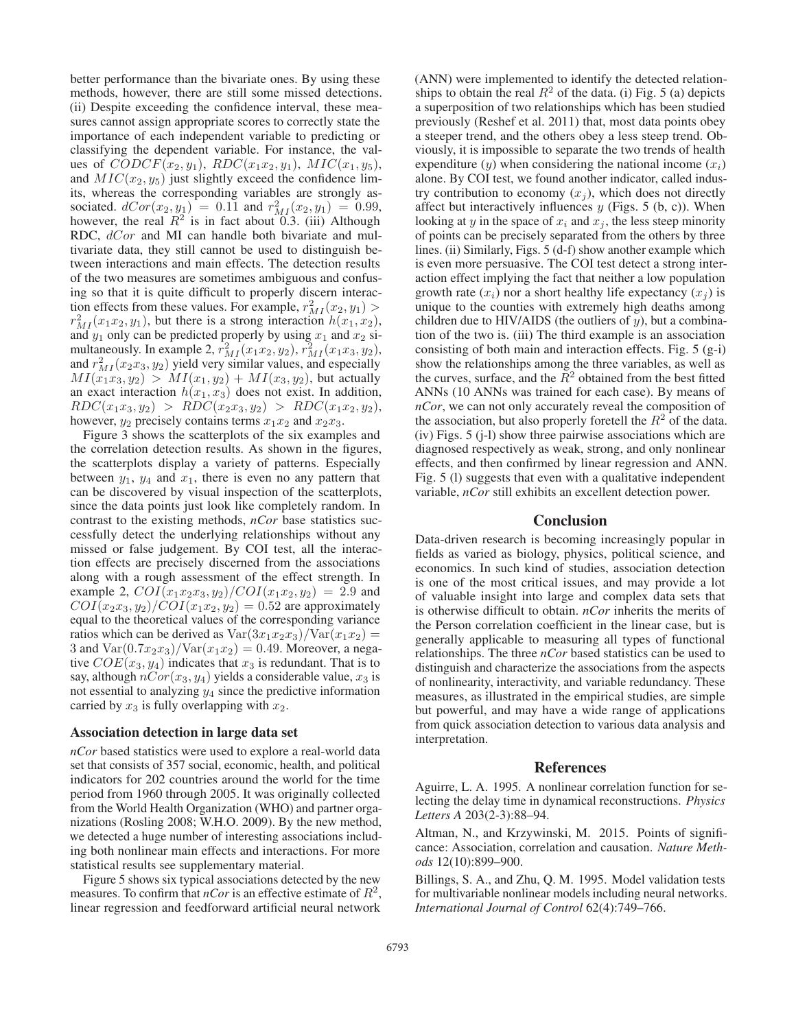better performance than the bivariate ones. By using these methods, however, there are still some missed detections. (ii) Despite exceeding the confidence interval, these measures cannot assign appropriate scores to correctly state the importance of each independent variable to predicting or classifying the dependent variable. For instance, the values of $CODCF(x_2, y_1)$, $RDC(x_1x_2, y_1)$, $MIC(x_1, y_5)$, and $MIC(x_2, y_5)$ just slightly exceed the confidence limits, whereas the corresponding variables are strongly associated. $dCor(x_2, y_1) = 0.11$ and $r^2_{MI}(x_2, y_1) = 0.99$, however, the real $R^2$ is in fact about 0.3. (iii) Although RDC, $dCor$ and MI can handle both bivariate and multivariate data, they still cannot be used to distinguish between interactions and main effects. The detection results of the two measures are sometimes ambiguous and confusing so that it is quite difficult to properly discern interaction effects from these values. For example, $r^2_{MI}(x_2, y_1) > r^2_{MI}(x_1x_2, y_1)$, but there is a strong interaction $h(x_1, x_2)$, and $y_1$ only can be predicted properly by using $x_1$ and $x_2$ simultaneously. In example 2, $r^2_{MI}(x_1x_2, y_2)$, $r^2_{MI}(x_1x_3, y_2)$, and $r^2_{MI}(x_2x_3, y_2)$ yield very similar values, and especially $MI(x_1x_3, y_2) > MI(x_1, y_2) + MI(x_3, y_2)$, but actually an exact interaction $h(x_1, x_3)$ does not exist. In addition, $RDC(x_1x_3, y_2) > RDC(x_2x_3, y_2) > RDC(x_1x_2, y_2)$, however, $y_2$ precisely contains terms $x_1x_2$ and $x_2x_3$.

Figure 3 shows the scatterplots of the six examples and the correlation detection results. As shown in the figures, the scatterplots display a variety of patterns. Especially between $y_1$, $y_4$ and $x_1$, there is even no any pattern that can be discovered by visual inspection of the scatterplots, since the data points just look like completely random. In contrast to the existing methods, *nCor* base statistics successfully detect the underlying relationships without any missed or false judgement. By COI test, all the interaction effects are precisely discerned from the associations along with a rough assessment of the effect strength. In example 2, $COI(x_1x_2x_3, y_2)/COI(x_1x_2, y_2) = 2.9$ and $COI(x_2x_3, y_2)/COI(x_1x_2, y_2) = 0.52$ are approximately equal to the theoretical values of the corresponding variance ratios which can be derived as $\text{Var}(3x_1x_2x_3)/\text{Var}(x_1x_2) = 3$ and $\text{Var}(0.7x_2x_3)/\text{Var}(x_1x_2) = 0.49$. Moreover, a negative $COE(x_3, y_4)$ indicates that $x_3$ is redundant. That is to say, although $nCor(x_3, y_4)$ yields a considerable value, $x_3$ is not essential to analyzing $y_4$ since the predictive information carried by $x_3$ is fully overlapping with $x_2$.

### Association detection in large data set

*nCor* based statistics were used to explore a real-world data set that consists of 357 social, economic, health, and political indicators for 202 countries around the world for the time period from 1960 through 2005. It was originally collected from the World Health Organization (WHO) and partner organizations (Rosling 2008; W.H.O. 2009). By the new method, we detected a huge number of interesting associations including both nonlinear main effects and interactions. For more statistical results see supplementary material.

Figure 5 shows six typical associations detected by the new measures. To confirm that *nCor* is an effective estimate of $R^2$, linear regression and feedforward artificial neural network (ANN) were implemented to identify the detected relationships to obtain the real $R^2$ of the data. (i) Fig. 5 (a) depicts a superposition of two relationships which has been studied previously (Reshef et al. 2011) that, most data points obey a steeper trend, and the others obey a less steep trend. Obviously, it is impossible to separate the two trends of health expenditure ($y$) when considering the national income ($x_i$) alone. By COI test, we found another indicator, called industry contribution to economy ($x_j$), which does not directly affect but interactively influences $y$ (Figs. 5 (b, c)). When looking at $y$ in the space of $x_i$ and $x_j$, the less steep minority of points can be precisely separated from the others by three lines. (ii) Similarly, Figs. 5 (d-f) show another example which is even more persuasive. The COI test detect a strong interaction effect implying the fact that neither a low population growth rate ($x_i$) nor a short healthy life expectancy ($x_j$) is unique to the counties with extremely high deaths among children due to HIV/AIDS (the outliers of $y$), but a combination of the two is. (iii) The third example is an association consisting of both main and interaction effects. Fig. 5 (g-i) show the relationships among the three variables, as well as the curves, surface, and the $R^2$ obtained from the best fitted ANNs (10 ANNs was trained for each case). By means of *nCor*, we can not only accurately reveal the composition of the association, but also properly foretell the $R^2$ of the data. (iv) Figs. 5 (j-l) show three pairwise associations which are diagnosed respectively as weak, strong, and only nonlinear effects, and then confirmed by linear regression and ANN. Fig. 5 (l) suggests that even with a qualitative independent variable, *nCor* still exhibits an excellent detection power.

## Conclusion

Data-driven research is becoming increasingly popular in fields as varied as biology, physics, political science, and economics. In such kind of studies, association detection is one of the most critical issues, and may provide a lot of valuable insight into large and complex data sets that is otherwise difficult to obtain. *nCor* inherits the merits of the Person correlation coefficient in the linear case, but is generally applicable to measuring all types of functional relationships. The three *nCor* based statistics can be used to distinguish and characterize the associations from the aspects of nonlinearity, interactivity, and variable redundancy. These measures, as illustrated in the empirical studies, are simple but powerful, and may have a wide range of applications from quick association detection to various data analysis and interpretation.

## References

Aguirre, L. A. 1995. A nonlinear correlation function for selecting the delay time in dynamical reconstructions. *Physics Letters A* 203(2-3):88–94.

Altman, N., and Krzywinski, M. 2015. Points of significance: Association, correlation and causation. *Nature Methods* 12(10):899–900.

Billings, S. A., and Zhu, Q. M. 1995. Model validation tests for multivariable nonlinear models including neural networks. *International Journal of Control* 62(4):749–766.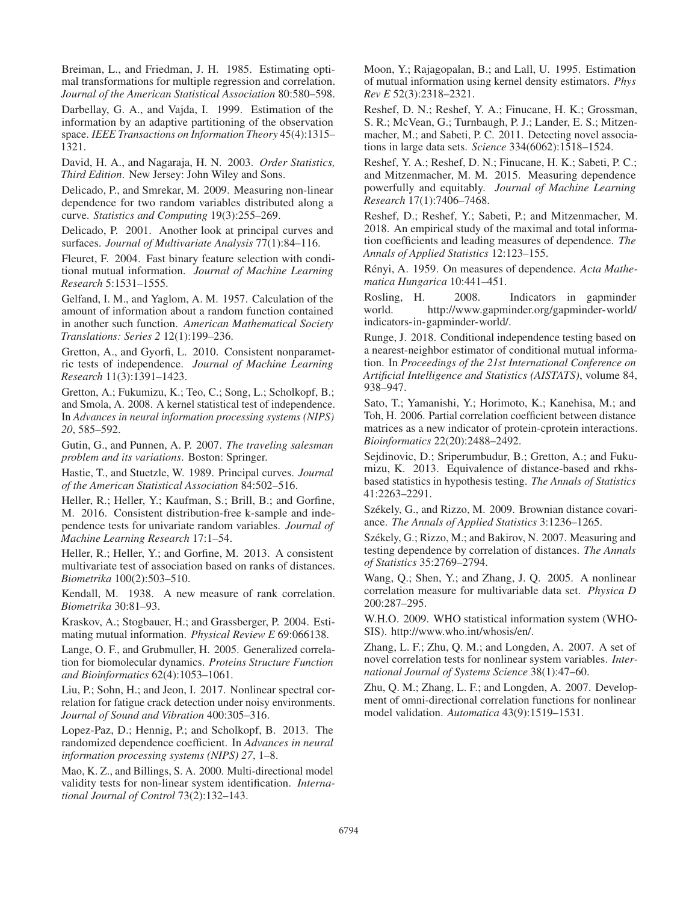Breiman, L., and Friedman, J. H. 1985. Estimating optimal transformations for multiple regression and correlation. *Journal of the American Statistical Association* 80:580–598.

Darbellay, G. A., and Vajda, I. 1999. Estimation of the information by an adaptive partitioning of the observation space. *IEEE Transactions on Information Theory* 45(4):1315–1321.

David, H. A., and Nagaraja, H. N. 2003. *Order Statistics, Third Edition*. New Jersey: John Wiley and Sons.

Delicado, P., and Smrekar, M. 2009. Measuring non-linear dependence for two random variables distributed along a curve. *Statistics and Computing* 19(3):255–269.

Delicado, P. 2001. Another look at principal curves and surfaces. *Journal of Multivariate Analysis* 77(1):84–116.

Fleuret, F. 2004. Fast binary feature selection with conditional mutual information. *Journal of Machine Learning Research* 5:1531–1555.

Gelfand, I. M., and Yaglom, A. M. 1957. Calculation of the amount of information about a random function contained in another such function. *American Mathematical Society Translations: Series 2* 12(1):199–236.

Gretton, A., and Gyorfi, L. 2010. Consistent nonparametric tests of independence. *Journal of Machine Learning Research* 11(3):1391–1423.

Gretton, A.; Fukumizu, K.; Teo, C.; Song, L.; Scholkopf, B.; and Smola, A. 2008. A kernel statistical test of independence. In *Advances in neural information processing systems (NIPS) 20*, 585–592.

Gutin, G., and Punnen, A. P. 2007. *The traveling salesman problem and its variations*. Boston: Springer.

Hastie, T., and Stuetzle, W. 1989. Principal curves. *Journal of the American Statistical Association* 84:502–516.

Heller, R.; Heller, Y.; Kaufman, S.; Brill, B.; and Gorfine, M. 2016. Consistent distribution-free k-sample and independence tests for univariate random variables. *Journal of Machine Learning Research* 17:1–54.

Heller, R.; Heller, Y.; and Gorfine, M. 2013. A consistent multivariate test of association based on ranks of distances. *Biometrika* 100(2):503–510.

Kendall, M. 1938. A new measure of rank correlation. *Biometrika* 30:81–93.

Kraskov, A.; Stogbauer, H.; and Grassberger, P. 2004. Estimating mutual information. *Physical Review E* 69:066138.

Lange, O. F., and Grubmuller, H. 2005. Generalized correlation for biomolecular dynamics. *Proteins Structure Function and Bioinformatics* 62(4):1053–1061.

Liu, P.; Sohn, H.; and Jeon, I. 2017. Nonlinear spectral correlation for fatigue crack detection under noisy environments. *Journal of Sound and Vibration* 400:305–316.

Lopez-Paz, D.; Hennig, P.; and Scholkopf, B. 2013. The randomized dependence coefficient. In *Advances in neural information processing systems (NIPS) 27*, 1–8.

Mao, K. Z., and Billings, S. A. 2000. Multi-directional model validity tests for non-linear system identification. *International Journal of Control* 73(2):132–143.

Moon, Y.; Rajagopalan, B.; and Lall, U. 1995. Estimation of mutual information using kernel density estimators. *Phys Rev E* 52(3):2318–2321.

Reshef, D. N.; Reshef, Y. A.; Finucane, H. K.; Grossman, S. R.; McVean, G.; Turnbaugh, P. J.; Lander, E. S.; Mitzenmacher, M.; and Sabeti, P. C. 2011. Detecting novel associations in large data sets. *Science* 334(6062):1518–1524.

Reshef, Y. A.; Reshef, D. N.; Finucane, H. K.; Sabeti, P. C.; and Mitzenmacher, M. M. 2015. Measuring dependence powerfully and equitably. *Journal of Machine Learning Research* 17(1):7406–7468.

Reshef, D.; Reshef, Y.; Sabeti, P.; and Mitzenmacher, M. 2018. An empirical study of the maximal and total information coefficients and leading measures of dependence. *The Annals of Applied Statistics* 12:123–155.

Rényi, A. 1959. On measures of dependence. *Acta Mathematica Hungarica* 10:441–451.

Rosling, H. 2008. Indicators in gapminder world. http://www.gapminder.org/gapminder-world/indicators-in-gapminder-world/.

Runge, J. 2018. Conditional independence testing based on a nearest-neighbor estimator of conditional mutual information. In *Proceedings of the 21st International Conference on Artificial Intelligence and Statistics (AISTATS)*, volume 84, 938–947.

Sato, T.; Yamanishi, Y.; Horimoto, K.; Kanehisa, M.; and Toh, H. 2006. Partial correlation coefficient between distance matrices as a new indicator of protein-cprotein interactions. *Bioinformatics* 22(20):2488–2492.

Sejdinovic, D.; Sriperumbudur, B.; Gretton, A.; and Fukumizu, K. 2013. Equivalence of distance-based and rkhs-based statistics in hypothesis testing. *The Annals of Statistics* 41:2263–2291.

Székely, G., and Rizzo, M. 2009. Brownian distance covariance. *The Annals of Applied Statistics* 3:1236–1265.

Székely, G.; Rizzo, M.; and Bakirov, N. 2007. Measuring and testing dependence by correlation of distances. *The Annals of Statistics* 35:2769–2794.

Wang, Q.; Shen, Y.; and Zhang, J. Q. 2005. A nonlinear correlation measure for multivariable data set. *Physica D* 200:287–295.

W.H.O. 2009. WHO statistical information system (WHOSIS). http://www.who.int/whosis/en/.

Zhang, L. F.; Zhu, Q. M.; and Longden, A. 2007. A set of novel correlation tests for nonlinear system variables. *International Journal of Systems Science* 38(1):47–60.

Zhu, Q. M.; Zhang, L. F.; and Longden, A. 2007. Development of omni-directional correlation functions for nonlinear model validation. *Automatica* 43(9):1519–1531.